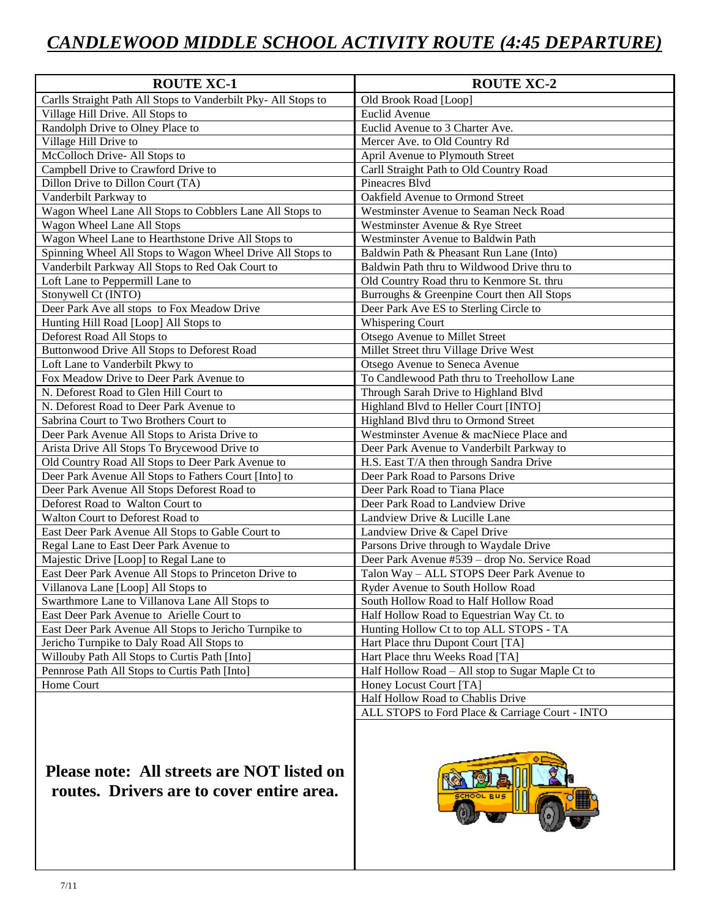# *CANDLEWOOD MIDDLE SCHOOL ACTIVITY ROUTE (4:45 DEPARTURE)*

| ROUTE XC-1 | ROUTE XC-2 |
|---|---|
| Carlls Straight Path All Stops to Vanderbilt Pky- All Stops to | Old Brook Road [Loop] |
| Village Hill Drive. All Stops to | Euclid Avenue |
| Randolph Drive to Olney Place to | Euclid Avenue to 3 Charter Ave. |
| Village Hill Drive to | Mercer Ave. to Old Country Rd |
| McColloch Drive- All Stops to | April Avenue to Plymouth Street |
| Campbell Drive to Crawford Drive to | Carll Straight Path to Old Country Road |
| Dillon Drive to Dillon Court (TA) | Pineacres Blvd |
| Vanderbilt Parkway to | Oakfield Avenue to Ormond Street |
| Wagon Wheel Lane All Stops to Cobblers Lane All Stops to | Westminster Avenue to Seaman Neck Road |
| Wagon Wheel Lane All Stops | Westminster Avenue & Rye Street |
| Wagon Wheel Lane to Hearthstone Drive All Stops to | Westminster Avenue to Baldwin Path |
| Spinning Wheel All Stops to Wagon Wheel Drive All Stops to | Baldwin Path & Pheasant Run Lane (Into) |
| Vanderbilt Parkway All Stops to Red Oak Court to | Baldwin Path thru to Wildwood Drive thru to |
| Loft Lane to Peppermill Lane to | Old Country Road thru to Kenmore St. thru |
| Stonywell Ct (INTO) | Burroughs & Greenpine Court then All Stops |
| Deer Park Ave all stops to Fox Meadow Drive | Deer Park Ave ES to Sterling Circle to |
| Hunting Hill Road [Loop] All Stops to | Whispering Court |
| Deforest Road All Stops to | Otsego Avenue to Millet Street |
| Buttonwood Drive All Stops to Deforest Road | Millet Street thru Village Drive West |
| Loft Lane to Vanderbilt Pkwy to | Otsego Avenue to Seneca Avenue |
| Fox Meadow Drive to Deer Park Avenue to | To Candlewood Path thru to Treehollow Lane |
| N. Deforest Road to Glen Hill Court to | Through Sarah Drive to Highland Blvd |
| N. Deforest Road to Deer Park Avenue to | Highland Blvd to Heller Court [INTO] |
| Sabrina Court to Two Brothers Court to | Highland Blvd thru to Ormond Street |
| Deer Park Avenue All Stops to Arista Drive to | Westminster Avenue & macNiece Place and |
| Arista Drive All Stops To Brycewood Drive to | Deer Park Avenue to Vanderbilt Parkway to |
| Old Country Road All Stops to Deer Park Avenue to | H.S. East T/A then through Sandra Drive |
| Deer Park Avenue All Stops to Fathers Court [Into] to | Deer Park Road to Parsons Drive |
| Deer Park Avenue All Stops Deforest Road to | Deer Park Road to Tiana Place |
| Deforest Road to Walton Court to | Deer Park Road to Landview Drive |
| Walton Court to Deforest Road to | Landview Drive & Lucille Lane |
| East Deer Park Avenue All Stops to Gable Court to | Landview Drive & Capel Drive |
| Regal Lane to East Deer Park Avenue to | Parsons Drive through to Waydale Drive |
| Majestic Drive [Loop] to Regal Lane to | Deer Park Avenue #539 – drop No. Service Road |
| East Deer Park Avenue All Stops to Princeton Drive to | Talon Way – ALL STOPS Deer Park Avenue to |
| Villanova Lane [Loop] All Stops to | Ryder Avenue to South Hollow Road |
| Swarthmore Lane to Villanova Lane All Stops to | South Hollow Road to Half Hollow Road |
| East Deer Park Avenue to Arielle Court to | Half Hollow Road to Equestrian Way Ct. to |
| East Deer Park Avenue All Stops to Jericho Turnpike to | Hunting Hollow Ct to top ALL STOPS - TA |
| Jericho Turnpike to Daly Road All Stops to | Hart Place thru Dupont Court [TA] |
| Willouby Path All Stops to Curtis Path [Into] | Hart Place thru Weeks Road [TA] |
| Pennrose Path All Stops to Curtis Path [Into] | Half Hollow Road – All stop to Sugar Maple Ct to |
| Home Court | Honey Locust Court [TA] |
| | Half Hollow Road to Chablis Drive |
| | ALL STOPS to Ford Place & Carriage Court - INTO |

**Please note: All streets are NOT listed on routes. Drivers are to cover entire area.**

7/11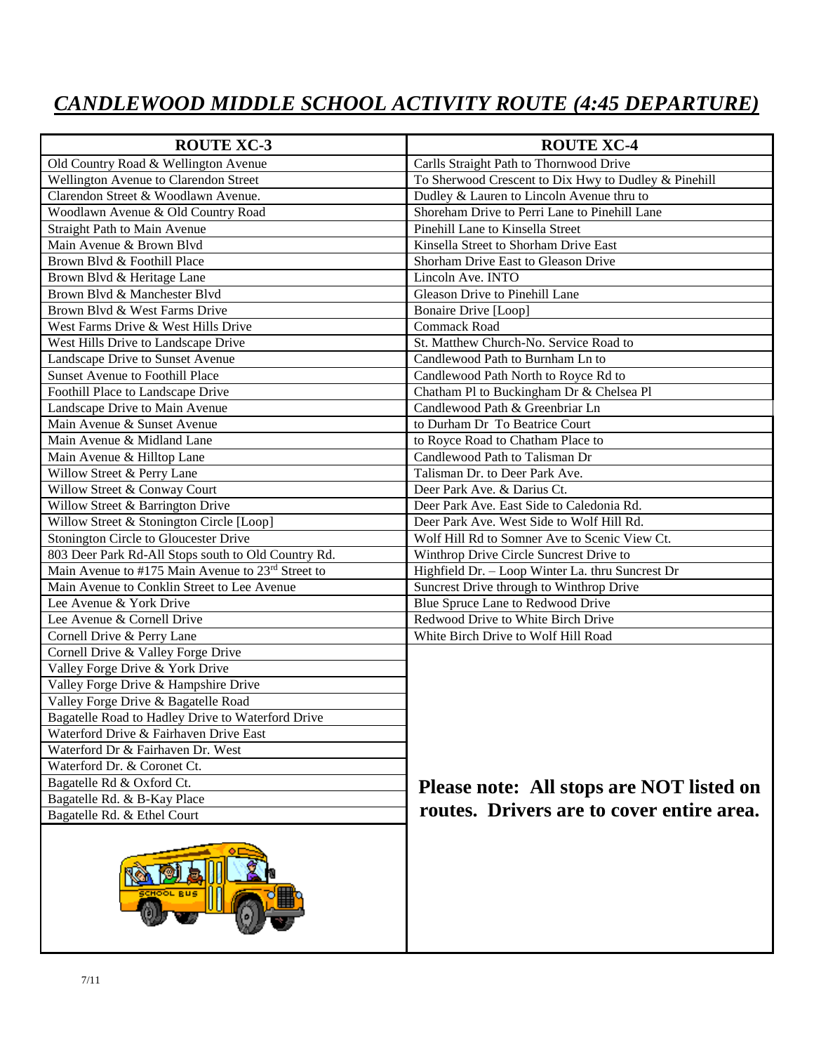# *CANDLEWOOD MIDDLE SCHOOL ACTIVITY ROUTE (4:45 DEPARTURE)*

| ROUTE XC-3 | ROUTE XC-4 |
|---|---|
| Old Country Road & Wellington Avenue | Carlls Straight Path to Thornwood Drive |
| Wellington Avenue to Clarendon Street | To Sherwood Crescent to Dix Hwy to Dudley & Pinehill |
| Clarendon Street & Woodlawn Avenue. | Dudley & Lauren to Lincoln Avenue thru to |
| Woodlawn Avenue & Old Country Road | Shoreham Drive to Perri Lane to Pinehill Lane |
| Straight Path to Main Avenue | Pinehill Lane to Kinsella Street |
| Main Avenue & Brown Blvd | Kinsella Street to Shorham Drive East |
| Brown Blvd & Foothill Place | Shorham Drive East to Gleason Drive |
| Brown Blvd & Heritage Lane | Lincoln Ave. INTO |
| Brown Blvd & Manchester Blvd | Gleason Drive to Pinehill Lane |
| Brown Blvd & West Farms Drive | Bonaire Drive [Loop] |
| West Farms Drive & West Hills Drive | Commack Road |
| West Hills Drive to Landscape Drive | St. Matthew Church-No. Service Road to |
| Landscape Drive to Sunset Avenue | Candlewood Path to Burnham Ln to |
| Sunset Avenue to Foothill Place | Candlewood Path North to Royce Rd to |
| Foothill Place to Landscape Drive | Chatham Pl to Buckingham Dr & Chelsea Pl |
| Landscape Drive to Main Avenue | Candlewood Path & Greenbriar Ln |
| Main Avenue & Sunset Avenue | to Durham Dr To Beatrice Court |
| Main Avenue & Midland Lane | to Royce Road to Chatham Place to |
| Main Avenue & Hilltop Lane | Candlewood Path to Talisman Dr |
| Willow Street & Perry Lane | Talisman Dr. to Deer Park Ave. |
| Willow Street & Conway Court | Deer Park Ave. & Darius Ct. |
| Willow Street & Barrington Drive | Deer Park Ave. East Side to Caledonia Rd. |
| Willow Street & Stonington Circle [Loop] | Deer Park Ave. West Side to Wolf Hill Rd. |
| Stonington Circle to Gloucester Drive | Wolf Hill Rd to Somner Ave to Scenic View Ct. |
| 803 Deer Park Rd-All Stops south to Old Country Rd. | Winthrop Drive Circle Suncrest Drive to |
| Main Avenue to #175 Main Avenue to 23rd Street to | Highfield Dr. – Loop Winter La. thru Suncrest Dr |
| Main Avenue to Conklin Street to Lee Avenue | Suncrest Drive through to Winthrop Drive |
| Lee Avenue & York Drive | Blue Spruce Lane to Redwood Drive |
| Lee Avenue & Cornell Drive | Redwood Drive to White Birch Drive |
| Cornell Drive & Perry Lane | White Birch Drive to Wolf Hill Road |
| Cornell Drive & Valley Forge Drive | |
| Valley Forge Drive & York Drive | |
| Valley Forge Drive & Hampshire Drive | |
| Valley Forge Drive & Bagatelle Road | |
| Bagatelle Road to Hadley Drive to Waterford Drive | |
| Waterford Drive & Fairhaven Drive East | |
| Waterford Dr & Fairhaven Dr. West | |
| Waterford Dr. & Coronet Ct. | |
| Bagatelle Rd & Oxford Ct. | **Please note: All stops are NOT listed on routes. Drivers are to cover entire area.** |
| Bagatelle Rd. & B-Kay Place | |
| Bagatelle Rd. & Ethel Court | |

7/11